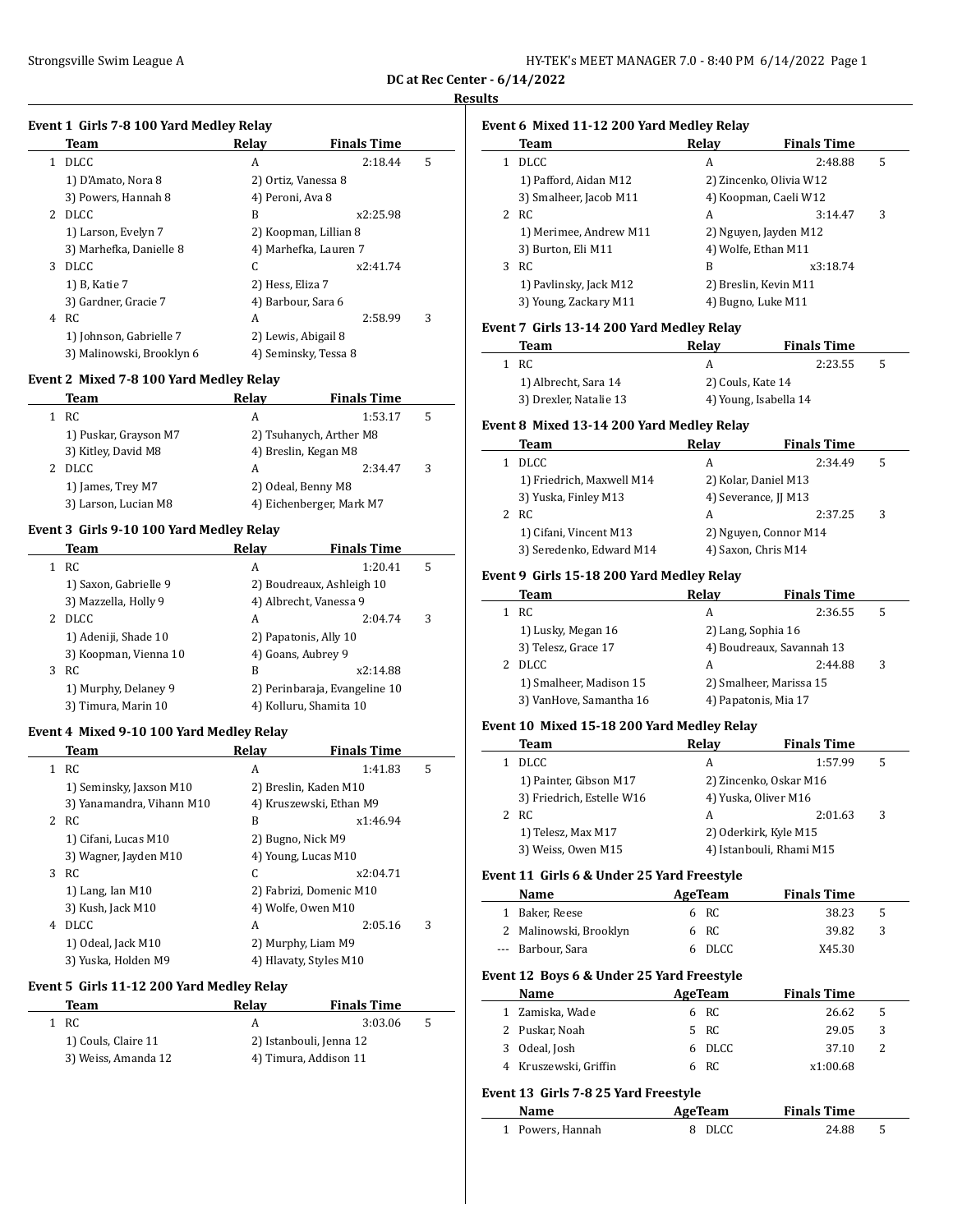**DC at Rec Center - 6/14/2022**

**Results**

### Event 1 Girls 7-8 100 Yard Medley Relay

| | Team | Relay | Finals Time | |
|---|---|---|---|---|
| 1 | DLCC | A | 2:18.44 | 5 |
| | 1) D'Amato, Nora 8 | 2) Ortiz, Vanessa 8 | | |
| | 3) Powers, Hannah 8 | 4) Peroni, Ava 8 | | |
| 2 | DLCC | B | x2:25.98 | |
| | 1) Larson, Evelyn 7 | 2) Koopman, Lillian 8 | | |
| | 3) Marhefka, Danielle 8 | 4) Marhefka, Lauren 7 | | |
| 3 | DLCC | C | x2:41.74 | |
| | 1) B, Katie 7 | 2) Hess, Eliza 7 | | |
| | 3) Gardner, Gracie 7 | 4) Barbour, Sara 6 | | |
| 4 | RC | A | 2:58.99 | 3 |
| | 1) Johnson, Gabrielle 7 | 2) Lewis, Abigail 8 | | |
| | 3) Malinowski, Brooklyn 6 | 4) Seminsky, Tessa 8 | | |

### Event 2 Mixed 7-8 100 Yard Medley Relay

| | Team | Relay | Finals Time | |
|---|---|---|---|---|
| 1 | RC | A | 1:53.17 | 5 |
| | 1) Puskar, Grayson M7 | 2) Tsuhanych, Arther M8 | | |
| | 3) Kitley, David M8 | 4) Breslin, Kegan M8 | | |
| 2 | DLCC | A | 2:34.47 | 3 |
| | 1) James, Trey M7 | 2) Odeal, Benny M8 | | |
| | 3) Larson, Lucian M8 | 4) Eichenberger, Mark M7 | | |

### Event 3 Girls 9-10 100 Yard Medley Relay

| | Team | Relay | Finals Time | |
|---|---|---|---|---|
| 1 | RC | A | 1:20.41 | 5 |
| | 1) Saxon, Gabrielle 9 | 2) Boudreaux, Ashleigh 10 | | |
| | 3) Mazzella, Holly 9 | 4) Albrecht, Vanessa 9 | | |
| 2 | DLCC | A | 2:04.74 | 3 |
| | 1) Adeniji, Shade 10 | 2) Papatonis, Ally 10 | | |
| | 3) Koopman, Vienna 10 | 4) Goans, Aubrey 9 | | |
| 3 | RC | B | x2:14.88 | |
| | 1) Murphy, Delaney 9 | 2) Perinbaraja, Evangeline 10 | | |
| | 3) Timura, Marin 10 | 4) Kolluru, Shamita 10 | | |

### Event 4 Mixed 9-10 100 Yard Medley Relay

| | Team | Relay | Finals Time | |
|---|---|---|---|---|
| 1 | RC | A | 1:41.83 | 5 |
| | 1) Seminsky, Jaxson M10 | 2) Breslin, Kaden M10 | | |
| | 3) Yanamandra, Vihann M10 | 4) Kruszewski, Ethan M9 | | |
| 2 | RC | B | x1:46.94 | |
| | 1) Cifani, Lucas M10 | 2) Bugno, Nick M9 | | |
| | 3) Wagner, Jayden M10 | 4) Young, Lucas M10 | | |
| 3 | RC | C | x2:04.71 | |
| | 1) Lang, Ian M10 | 2) Fabrizi, Domenic M10 | | |
| | 3) Kush, Jack M10 | 4) Wolfe, Owen M10 | | |
| 4 | DLCC | A | 2:05.16 | 3 |
| | 1) Odeal, Jack M10 | 2) Murphy, Liam M9 | | |
| | 3) Yuska, Holden M9 | 4) Hlavaty, Styles M10 | | |

### Event 5 Girls 11-12 200 Yard Medley Relay

| | Team | Relay | Finals Time | |
|---|---|---|---|---|
| 1 | RC | A | 3:03.06 | 5 |
| | 1) Couls, Claire 11 | 2) Istanbouli, Jenna 12 | | |
| | 3) Weiss, Amanda 12 | 4) Timura, Addison 11 | | |

### Event 6 Mixed 11-12 200 Yard Medley Relay

| | Team | Relay | Finals Time | |
|---|---|---|---|---|
| 1 | DLCC | A | 2:48.88 | 5 |
| | 1) Pafford, Aidan M12 | 2) Zincenko, Olivia W12 | | |
| | 3) Smalheer, Jacob M11 | 4) Koopman, Caeli W12 | | |
| 2 | RC | A | 3:14.47 | 3 |
| | 1) Merimee, Andrew M11 | 2) Nguyen, Jayden M12 | | |
| | 3) Burton, Eli M11 | 4) Wolfe, Ethan M11 | | |
| 3 | RC | B | x3:18.74 | |
| | 1) Pavlinsky, Jack M12 | 2) Breslin, Kevin M11 | | |
| | 3) Young, Zackary M11 | 4) Bugno, Luke M11 | | |

### Event 7 Girls 13-14 200 Yard Medley Relay

| | Team | Relay | Finals Time | |
|---|---|---|---|---|
| 1 | RC | A | 2:23.55 | 5 |
| | 1) Albrecht, Sara 14 | 2) Couls, Kate 14 | | |
| | 3) Drexler, Natalie 13 | 4) Young, Isabella 14 | | |

### Event 8 Mixed 13-14 200 Yard Medley Relay

| | Team | Relay | Finals Time | |
|---|---|---|---|---|
| 1 | DLCC | A | 2:34.49 | 5 |
| | 1) Friedrich, Maxwell M14 | 2) Kolar, Daniel M13 | | |
| | 3) Yuska, Finley M13 | 4) Severance, JJ M13 | | |
| 2 | RC | A | 2:37.25 | 3 |
| | 1) Cifani, Vincent M13 | 2) Nguyen, Connor M14 | | |
| | 3) Seredenko, Edward M14 | 4) Saxon, Chris M14 | | |

### Event 9 Girls 15-18 200 Yard Medley Relay

| | Team | Relay | Finals Time | |
|---|---|---|---|---|
| 1 | RC | A | 2:36.55 | 5 |
| | 1) Lusky, Megan 16 | 2) Lang, Sophia 16 | | |
| | 3) Telesz, Grace 17 | 4) Boudreaux, Savannah 13 | | |
| 2 | DLCC | A | 2:44.88 | 3 |
| | 1) Smalheer, Madison 15 | 2) Smalheer, Marissa 15 | | |
| | 3) VanHove, Samantha 16 | 4) Papatonis, Mia 17 | | |

### Event 10 Mixed 15-18 200 Yard Medley Relay

| | Team | Relay | Finals Time | |
|---|---|---|---|---|
| 1 | DLCC | A | 1:57.99 | 5 |
| | 1) Painter, Gibson M17 | 2) Zincenko, Oskar M16 | | |
| | 3) Friedrich, Estelle W16 | 4) Yuska, Oliver M16 | | |
| 2 | RC | A | 2:01.63 | 3 |
| | 1) Telesz, Max M17 | 2) Oderkirk, Kyle M15 | | |
| | 3) Weiss, Owen M15 | 4) Istanbouli, Rhami M15 | | |

### Event 11 Girls 6 & Under 25 Yard Freestyle

| | Name | Age | Team | Finals Time | |
|---|---|---|---|---|---|
| 1 | Baker, Reese | 6 | RC | 38.23 | 5 |
| 2 | Malinowski, Brooklyn | 6 | RC | 39.82 | 3 |
| --- | Barbour, Sara | 6 | DLCC | X45.30 | |

### Event 12 Boys 6 & Under 25 Yard Freestyle

| | Name | Age | Team | Finals Time | |
|---|---|---|---|---|---|
| 1 | Zamiska, Wade | 6 | RC | 26.62 | 5 |
| 2 | Puskar, Noah | 5 | RC | 29.05 | 3 |
| 3 | Odeal, Josh | 6 | DLCC | 37.10 | 2 |
| 4 | Kruszewski, Griffin | 6 | RC | x1:00.68 | |

### Event 13 Girls 7-8 25 Yard Freestyle

| | Name | Age | Team | Finals Time | |
|---|---|---|---|---|---|
| 1 | Powers, Hannah | 8 | DLCC | 24.88 | 5 |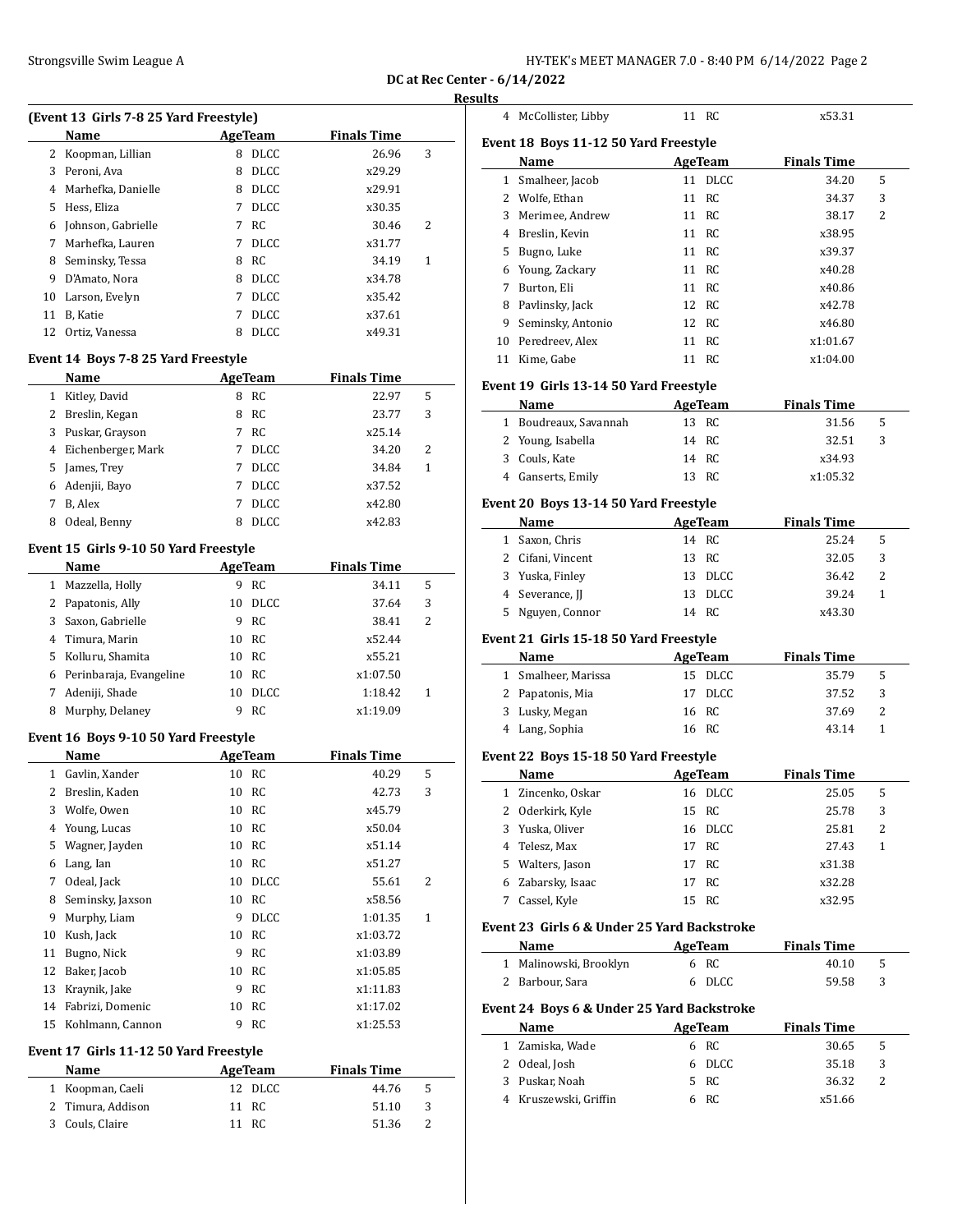DC at Rec Center - 6/14/2022

Results

(Event 13 Girls 7-8 25 Yard Freestyle)

| | Name | Age | Team | Finals Time | |
|---|---|---|---|---|---|
| 2 | Koopman, Lillian | 8 | DLCC | 26.96 | 3 |
| 3 | Peroni, Ava | 8 | DLCC | x29.29 | |
| 4 | Marhefka, Danielle | 8 | DLCC | x29.91 | |
| 5 | Hess, Eliza | 7 | DLCC | x30.35 | |
| 6 | Johnson, Gabrielle | 7 | RC | 30.46 | 2 |
| 7 | Marhefka, Lauren | 7 | DLCC | x31.77 | |
| 8 | Seminsky, Tessa | 8 | RC | 34.19 | 1 |
| 9 | D'Amato, Nora | 8 | DLCC | x34.78 | |
| 10 | Larson, Evelyn | 7 | DLCC | x35.42 | |
| 11 | B, Katie | 7 | DLCC | x37.61 | |
| 12 | Ortiz, Vanessa | 8 | DLCC | x49.31 | |

**Event 14 Boys 7-8 25 Yard Freestyle**

| | Name | Age | Team | Finals Time | |
|---|---|---|---|---|---|
| 1 | Kitley, David | 8 | RC | 22.97 | 5 |
| 2 | Breslin, Kegan | 8 | RC | 23.77 | 3 |
| 3 | Puskar, Grayson | 7 | RC | x25.14 | |
| 4 | Eichenberger, Mark | 7 | DLCC | 34.20 | 2 |
| 5 | James, Trey | 7 | DLCC | 34.84 | 1 |
| 6 | Adenjii, Bayo | 7 | DLCC | x37.52 | |
| 7 | B, Alex | 7 | DLCC | x42.80 | |
| 8 | Odeal, Benny | 8 | DLCC | x42.83 | |

**Event 15 Girls 9-10 50 Yard Freestyle**

| | Name | Age | Team | Finals Time | |
|---|---|---|---|---|---|
| 1 | Mazzella, Holly | 9 | RC | 34.11 | 5 |
| 2 | Papatonis, Ally | 10 | DLCC | 37.64 | 3 |
| 3 | Saxon, Gabrielle | 9 | RC | 38.41 | 2 |
| 4 | Timura, Marin | 10 | RC | x52.44 | |
| 5 | Kolluru, Shamita | 10 | RC | x55.21 | |
| 6 | Perinbaraja, Evangeline | 10 | RC | x1:07.50 | |
| 7 | Adeniji, Shade | 10 | DLCC | 1:18.42 | 1 |
| 8 | Murphy, Delaney | 9 | RC | x1:19.09 | |

**Event 16 Boys 9-10 50 Yard Freestyle**

| | Name | Age | Team | Finals Time | |
|---|---|---|---|---|---|
| 1 | Gavlin, Xander | 10 | RC | 40.29 | 5 |
| 2 | Breslin, Kaden | 10 | RC | 42.73 | 3 |
| 3 | Wolfe, Owen | 10 | RC | x45.79 | |
| 4 | Young, Lucas | 10 | RC | x50.04 | |
| 5 | Wagner, Jayden | 10 | RC | x51.14 | |
| 6 | Lang, Ian | 10 | RC | x51.27 | |
| 7 | Odeal, Jack | 10 | DLCC | 55.61 | 2 |
| 8 | Seminsky, Jaxson | 10 | RC | x58.56 | |
| 9 | Murphy, Liam | 9 | DLCC | 1:01.35 | 1 |
| 10 | Kush, Jack | 10 | RC | x1:03.72 | |
| 11 | Bugno, Nick | 9 | RC | x1:03.89 | |
| 12 | Baker, Jacob | 10 | RC | x1:05.85 | |
| 13 | Kraynik, Jake | 9 | RC | x1:11.83 | |
| 14 | Fabrizi, Domenic | 10 | RC | x1:17.02 | |
| 15 | Kohlmann, Cannon | 9 | RC | x1:25.53 | |

**Event 17 Girls 11-12 50 Yard Freestyle**

| | Name | Age | Team | Finals Time | |
|---|---|---|---|---|---|
| 1 | Koopman, Caeli | 12 | DLCC | 44.76 | 5 |
| 2 | Timura, Addison | 11 | RC | 51.10 | 3 |
| 3 | Couls, Claire | 11 | RC | 51.36 | 2 |
| 4 | McCollister, Libby | 11 | RC | x53.31 | |

**Event 18 Boys 11-12 50 Yard Freestyle**

| | Name | Age | Team | Finals Time | |
|---|---|---|---|---|---|
| 1 | Smalheer, Jacob | 11 | DLCC | 34.20 | 5 |
| 2 | Wolfe, Ethan | 11 | RC | 34.37 | 3 |
| 3 | Merimee, Andrew | 11 | RC | 38.17 | 2 |
| 4 | Breslin, Kevin | 11 | RC | x38.95 | |
| 5 | Bugno, Luke | 11 | RC | x39.37 | |
| 6 | Young, Zackary | 11 | RC | x40.28 | |
| 7 | Burton, Eli | 11 | RC | x40.86 | |
| 8 | Pavlinsky, Jack | 12 | RC | x42.78 | |
| 9 | Seminsky, Antonio | 12 | RC | x46.80 | |
| 10 | Peredreev, Alex | 11 | RC | x1:01.67 | |
| 11 | Kime, Gabe | 11 | RC | x1:04.00 | |

**Event 19 Girls 13-14 50 Yard Freestyle**

| | Name | Age | Team | Finals Time | |
|---|---|---|---|---|---|
| 1 | Boudreaux, Savannah | 13 | RC | 31.56 | 5 |
| 2 | Young, Isabella | 14 | RC | 32.51 | 3 |
| 3 | Couls, Kate | 14 | RC | x34.93 | |
| 4 | Ganserts, Emily | 13 | RC | x1:05.32 | |

**Event 20 Boys 13-14 50 Yard Freestyle**

| | Name | Age | Team | Finals Time | |
|---|---|---|---|---|---|
| 1 | Saxon, Chris | 14 | RC | 25.24 | 5 |
| 2 | Cifani, Vincent | 13 | RC | 32.05 | 3 |
| 3 | Yuska, Finley | 13 | DLCC | 36.42 | 2 |
| 4 | Severance, JJ | 13 | DLCC | 39.24 | 1 |
| 5 | Nguyen, Connor | 14 | RC | x43.30 | |

**Event 21 Girls 15-18 50 Yard Freestyle**

| | Name | Age | Team | Finals Time | |
|---|---|---|---|---|---|
| 1 | Smalheer, Marissa | 15 | DLCC | 35.79 | 5 |
| 2 | Papatonis, Mia | 17 | DLCC | 37.52 | 3 |
| 3 | Lusky, Megan | 16 | RC | 37.69 | 2 |
| 4 | Lang, Sophia | 16 | RC | 43.14 | 1 |

**Event 22 Boys 15-18 50 Yard Freestyle**

| | Name | Age | Team | Finals Time | |
|---|---|---|---|---|---|
| 1 | Zincenko, Oskar | 16 | DLCC | 25.05 | 5 |
| 2 | Oderkirk, Kyle | 15 | RC | 25.78 | 3 |
| 3 | Yuska, Oliver | 16 | DLCC | 25.81 | 2 |
| 4 | Telesz, Max | 17 | RC | 27.43 | 1 |
| 5 | Walters, Jason | 17 | RC | x31.38 | |
| 6 | Zabarsky, Isaac | 17 | RC | x32.28 | |
| 7 | Cassel, Kyle | 15 | RC | x32.95 | |

**Event 23 Girls 6 & Under 25 Yard Backstroke**

| | Name | Age | Team | Finals Time | |
|---|---|---|---|---|---|
| 1 | Malinowski, Brooklyn | 6 | RC | 40.10 | 5 |
| 2 | Barbour, Sara | 6 | DLCC | 59.58 | 3 |

**Event 24 Boys 6 & Under 25 Yard Backstroke**

| | Name | Age | Team | Finals Time | |
|---|---|---|---|---|---|
| 1 | Zamiska, Wade | 6 | RC | 30.65 | 5 |
| 2 | Odeal, Josh | 6 | DLCC | 35.18 | 3 |
| 3 | Puskar, Noah | 5 | RC | 36.32 | 2 |
| 4 | Kruszewski, Griffin | 6 | RC | x51.66 | |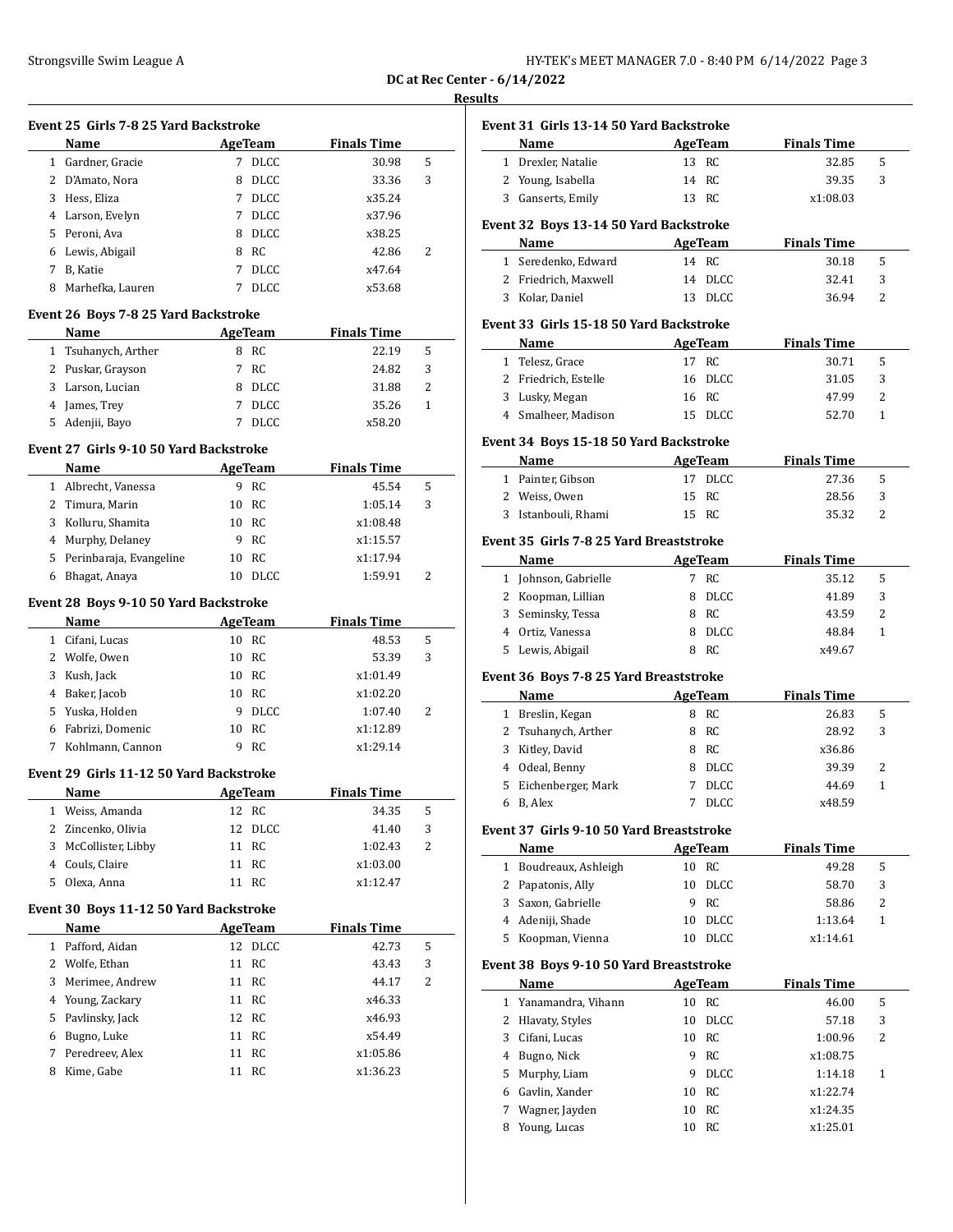DC at Rec Center - 6/14/2022

Results

### Event 25 Girls 7-8 25 Yard Backstroke

| | Name | Age | Team | Finals Time | |
|---|---|---|---|---|---|
| 1 | Gardner, Gracie | 7 | DLCC | 30.98 | 5 |
| 2 | D'Amato, Nora | 8 | DLCC | 33.36 | 3 |
| 3 | Hess, Eliza | 7 | DLCC | x35.24 | |
| 4 | Larson, Evelyn | 7 | DLCC | x37.96 | |
| 5 | Peroni, Ava | 8 | DLCC | x38.25 | |
| 6 | Lewis, Abigail | 8 | RC | 42.86 | 2 |
| 7 | B, Katie | 7 | DLCC | x47.64 | |
| 8 | Marhefka, Lauren | 7 | DLCC | x53.68 | |

### Event 26 Boys 7-8 25 Yard Backstroke

| | Name | Age | Team | Finals Time | |
|---|---|---|---|---|---|
| 1 | Tsuhanych, Arther | 8 | RC | 22.19 | 5 |
| 2 | Puskar, Grayson | 7 | RC | 24.82 | 3 |
| 3 | Larson, Lucian | 8 | DLCC | 31.88 | 2 |
| 4 | James, Trey | 7 | DLCC | 35.26 | 1 |
| 5 | Adenjii, Bayo | 7 | DLCC | x58.20 | |

### Event 27 Girls 9-10 50 Yard Backstroke

| | Name | Age | Team | Finals Time | |
|---|---|---|---|---|---|
| 1 | Albrecht, Vanessa | 9 | RC | 45.54 | 5 |
| 2 | Timura, Marin | 10 | RC | 1:05.14 | 3 |
| 3 | Kolluru, Shamita | 10 | RC | x1:08.48 | |
| 4 | Murphy, Delaney | 9 | RC | x1:15.57 | |
| 5 | Perinbaraja, Evangeline | 10 | RC | x1:17.94 | |
| 6 | Bhagat, Anaya | 10 | DLCC | 1:59.91 | 2 |

### Event 28 Boys 9-10 50 Yard Backstroke

| | Name | Age | Team | Finals Time | |
|---|---|---|---|---|---|
| 1 | Cifani, Lucas | 10 | RC | 48.53 | 5 |
| 2 | Wolfe, Owen | 10 | RC | 53.39 | 3 |
| 3 | Kush, Jack | 10 | RC | x1:01.49 | |
| 4 | Baker, Jacob | 10 | RC | x1:02.20 | |
| 5 | Yuska, Holden | 9 | DLCC | 1:07.40 | 2 |
| 6 | Fabrizi, Domenic | 10 | RC | x1:12.89 | |
| 7 | Kohlmann, Cannon | 9 | RC | x1:29.14 | |

### Event 29 Girls 11-12 50 Yard Backstroke

| | Name | Age | Team | Finals Time | |
|---|---|---|---|---|---|
| 1 | Weiss, Amanda | 12 | RC | 34.35 | 5 |
| 2 | Zincenko, Olivia | 12 | DLCC | 41.40 | 3 |
| 3 | McCollister, Libby | 11 | RC | 1:02.43 | 2 |
| 4 | Couls, Claire | 11 | RC | x1:03.00 | |
| 5 | Olexa, Anna | 11 | RC | x1:12.47 | |

### Event 30 Boys 11-12 50 Yard Backstroke

| | Name | Age | Team | Finals Time | |
|---|---|---|---|---|---|
| 1 | Pafford, Aidan | 12 | DLCC | 42.73 | 5 |
| 2 | Wolfe, Ethan | 11 | RC | 43.43 | 3 |
| 3 | Merimee, Andrew | 11 | RC | 44.17 | 2 |
| 4 | Young, Zackary | 11 | RC | x46.33 | |
| 5 | Pavlinsky, Jack | 12 | RC | x46.93 | |
| 6 | Bugno, Luke | 11 | RC | x54.49 | |
| 7 | Peredreev, Alex | 11 | RC | x1:05.86 | |
| 8 | Kime, Gabe | 11 | RC | x1:36.23 | |

### Event 31 Girls 13-14 50 Yard Backstroke

| | Name | Age | Team | Finals Time | |
|---|---|---|---|---|---|
| 1 | Drexler, Natalie | 13 | RC | 32.85 | 5 |
| 2 | Young, Isabella | 14 | RC | 39.35 | 3 |
| 3 | Ganserts, Emily | 13 | RC | x1:08.03 | |

### Event 32 Boys 13-14 50 Yard Backstroke

| | Name | Age | Team | Finals Time | |
|---|---|---|---|---|---|
| 1 | Seredenko, Edward | 14 | RC | 30.18 | 5 |
| 2 | Friedrich, Maxwell | 14 | DLCC | 32.41 | 3 |
| 3 | Kolar, Daniel | 13 | DLCC | 36.94 | 2 |

### Event 33 Girls 15-18 50 Yard Backstroke

| | Name | Age | Team | Finals Time | |
|---|---|---|---|---|---|
| 1 | Telesz, Grace | 17 | RC | 30.71 | 5 |
| 2 | Friedrich, Estelle | 16 | DLCC | 31.05 | 3 |
| 3 | Lusky, Megan | 16 | RC | 47.99 | 2 |
| 4 | Smalheer, Madison | 15 | DLCC | 52.70 | 1 |

### Event 34 Boys 15-18 50 Yard Backstroke

| | Name | Age | Team | Finals Time | |
|---|---|---|---|---|---|
| 1 | Painter, Gibson | 17 | DLCC | 27.36 | 5 |
| 2 | Weiss, Owen | 15 | RC | 28.56 | 3 |
| 3 | Istanbouli, Rhami | 15 | RC | 35.32 | 2 |

### Event 35 Girls 7-8 25 Yard Breaststroke

| | Name | Age | Team | Finals Time | |
|---|---|---|---|---|---|
| 1 | Johnson, Gabrielle | 7 | RC | 35.12 | 5 |
| 2 | Koopman, Lillian | 8 | DLCC | 41.89 | 3 |
| 3 | Seminsky, Tessa | 8 | RC | 43.59 | 2 |
| 4 | Ortiz, Vanessa | 8 | DLCC | 48.84 | 1 |
| 5 | Lewis, Abigail | 8 | RC | x49.67 | |

### Event 36 Boys 7-8 25 Yard Breaststroke

| | Name | Age | Team | Finals Time | |
|---|---|---|---|---|---|
| 1 | Breslin, Kegan | 8 | RC | 26.83 | 5 |
| 2 | Tsuhanych, Arther | 8 | RC | 28.92 | 3 |
| 3 | Kitley, David | 8 | RC | x36.86 | |
| 4 | Odeal, Benny | 8 | DLCC | 39.39 | 2 |
| 5 | Eichenberger, Mark | 7 | DLCC | 44.69 | 1 |
| 6 | B, Alex | 7 | DLCC | x48.59 | |

### Event 37 Girls 9-10 50 Yard Breaststroke

| | Name | Age | Team | Finals Time | |
|---|---|---|---|---|---|
| 1 | Boudreaux, Ashleigh | 10 | RC | 49.28 | 5 |
| 2 | Papatonis, Ally | 10 | DLCC | 58.70 | 3 |
| 3 | Saxon, Gabrielle | 9 | RC | 58.86 | 2 |
| 4 | Adeniji, Shade | 10 | DLCC | 1:13.64 | 1 |
| 5 | Koopman, Vienna | 10 | DLCC | x1:14.61 | |

### Event 38 Boys 9-10 50 Yard Breaststroke

| | Name | Age | Team | Finals Time | |
|---|---|---|---|---|---|
| 1 | Yanamandra, Vihann | 10 | RC | 46.00 | 5 |
| 2 | Hlavaty, Styles | 10 | DLCC | 57.18 | 3 |
| 3 | Cifani, Lucas | 10 | RC | 1:00.96 | 2 |
| 4 | Bugno, Nick | 9 | RC | x1:08.75 | |
| 5 | Murphy, Liam | 9 | DLCC | 1:14.18 | 1 |
| 6 | Gavlin, Xander | 10 | RC | x1:22.74 | |
| 7 | Wagner, Jayden | 10 | RC | x1:24.35 | |
| 8 | Young, Lucas | 10 | RC | x1:25.01 | |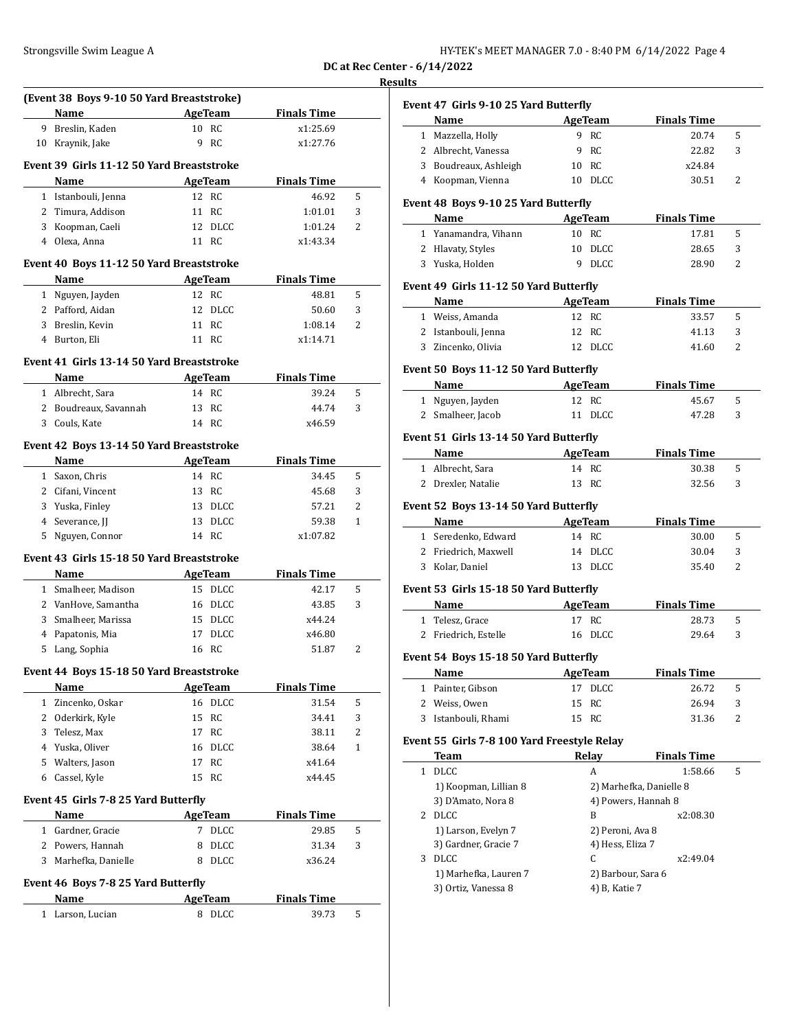DC at Rec Center - 6/14/2022

Results

**(Event 38 Boys 9-10 50 Yard Breaststroke)**

| | Name | Age | Team | Finals Time | |
|---|---|---|---|---|---|
| 9 | Breslin, Kaden | 10 | RC | x1:25.69 | |
| 10 | Kraynik, Jake | 9 | RC | x1:27.76 | |

**Event 39 Girls 11-12 50 Yard Breaststroke**

| | Name | Age | Team | Finals Time | |
|---|---|---|---|---|---|
| 1 | Istanbouli, Jenna | 12 | RC | 46.92 | 5 |
| 2 | Timura, Addison | 11 | RC | 1:01.01 | 3 |
| 3 | Koopman, Caeli | 12 | DLCC | 1:01.24 | 2 |
| 4 | Olexa, Anna | 11 | RC | x1:43.34 | |

**Event 40 Boys 11-12 50 Yard Breaststroke**

| | Name | Age | Team | Finals Time | |
|---|---|---|---|---|---|
| 1 | Nguyen, Jayden | 12 | RC | 48.81 | 5 |
| 2 | Pafford, Aidan | 12 | DLCC | 50.60 | 3 |
| 3 | Breslin, Kevin | 11 | RC | 1:08.14 | 2 |
| 4 | Burton, Eli | 11 | RC | x1:14.71 | |

**Event 41 Girls 13-14 50 Yard Breaststroke**

| | Name | Age | Team | Finals Time | |
|---|---|---|---|---|---|
| 1 | Albrecht, Sara | 14 | RC | 39.24 | 5 |
| 2 | Boudreaux, Savannah | 13 | RC | 44.74 | 3 |
| 3 | Couls, Kate | 14 | RC | x46.59 | |

**Event 42 Boys 13-14 50 Yard Breaststroke**

| | Name | Age | Team | Finals Time | |
|---|---|---|---|---|---|
| 1 | Saxon, Chris | 14 | RC | 34.45 | 5 |
| 2 | Cifani, Vincent | 13 | RC | 45.68 | 3 |
| 3 | Yuska, Finley | 13 | DLCC | 57.21 | 2 |
| 4 | Severance, JJ | 13 | DLCC | 59.38 | 1 |
| 5 | Nguyen, Connor | 14 | RC | x1:07.82 | |

**Event 43 Girls 15-18 50 Yard Breaststroke**

| | Name | Age | Team | Finals Time | |
|---|---|---|---|---|---|
| 1 | Smalheer, Madison | 15 | DLCC | 42.17 | 5 |
| 2 | VanHove, Samantha | 16 | DLCC | 43.85 | 3 |
| 3 | Smalheer, Marissa | 15 | DLCC | x44.24 | |
| 4 | Papatonis, Mia | 17 | DLCC | x46.80 | |
| 5 | Lang, Sophia | 16 | RC | 51.87 | 2 |

**Event 44 Boys 15-18 50 Yard Breaststroke**

| | Name | Age | Team | Finals Time | |
|---|---|---|---|---|---|
| 1 | Zincenko, Oskar | 16 | DLCC | 31.54 | 5 |
| 2 | Oderkirk, Kyle | 15 | RC | 34.41 | 3 |
| 3 | Telesz, Max | 17 | RC | 38.11 | 2 |
| 4 | Yuska, Oliver | 16 | DLCC | 38.64 | 1 |
| 5 | Walters, Jason | 17 | RC | x41.64 | |
| 6 | Cassel, Kyle | 15 | RC | x44.45 | |

**Event 45 Girls 7-8 25 Yard Butterfly**

| | Name | Age | Team | Finals Time | |
|---|---|---|---|---|---|
| 1 | Gardner, Gracie | 7 | DLCC | 29.85 | 5 |
| 2 | Powers, Hannah | 8 | DLCC | 31.34 | 3 |
| 3 | Marhefka, Danielle | 8 | DLCC | x36.24 | |

**Event 46 Boys 7-8 25 Yard Butterfly**

| | Name | Age | Team | Finals Time | |
|---|---|---|---|---|---|
| 1 | Larson, Lucian | 8 | DLCC | 39.73 | 5 |

**Event 47 Girls 9-10 25 Yard Butterfly**

| | Name | Age | Team | Finals Time | |
|---|---|---|---|---|---|
| 1 | Mazzella, Holly | 9 | RC | 20.74 | 5 |
| 2 | Albrecht, Vanessa | 9 | RC | 22.82 | 3 |
| 3 | Boudreaux, Ashleigh | 10 | RC | x24.84 | |
| 4 | Koopman, Vienna | 10 | DLCC | 30.51 | 2 |

**Event 48 Boys 9-10 25 Yard Butterfly**

| | Name | Age | Team | Finals Time | |
|---|---|---|---|---|---|
| 1 | Yanamandra, Vihann | 10 | RC | 17.81 | 5 |
| 2 | Hlavaty, Styles | 10 | DLCC | 28.65 | 3 |
| 3 | Yuska, Holden | 9 | DLCC | 28.90 | 2 |

**Event 49 Girls 11-12 50 Yard Butterfly**

| | Name | Age | Team | Finals Time | |
|---|---|---|---|---|---|
| 1 | Weiss, Amanda | 12 | RC | 33.57 | 5 |
| 2 | Istanbouli, Jenna | 12 | RC | 41.13 | 3 |
| 3 | Zincenko, Olivia | 12 | DLCC | 41.60 | 2 |

**Event 50 Boys 11-12 50 Yard Butterfly**

| | Name | Age | Team | Finals Time | |
|---|---|---|---|---|---|
| 1 | Nguyen, Jayden | 12 | RC | 45.67 | 5 |
| 2 | Smalheer, Jacob | 11 | DLCC | 47.28 | 3 |

**Event 51 Girls 13-14 50 Yard Butterfly**

| | Name | Age | Team | Finals Time | |
|---|---|---|---|---|---|
| 1 | Albrecht, Sara | 14 | RC | 30.38 | 5 |
| 2 | Drexler, Natalie | 13 | RC | 32.56 | 3 |

**Event 52 Boys 13-14 50 Yard Butterfly**

| | Name | Age | Team | Finals Time | |
|---|---|---|---|---|---|
| 1 | Seredenko, Edward | 14 | RC | 30.00 | 5 |
| 2 | Friedrich, Maxwell | 14 | DLCC | 30.04 | 3 |
| 3 | Kolar, Daniel | 13 | DLCC | 35.40 | 2 |

**Event 53 Girls 15-18 50 Yard Butterfly**

| | Name | Age | Team | Finals Time | |
|---|---|---|---|---|---|
| 1 | Telesz, Grace | 17 | RC | 28.73 | 5 |
| 2 | Friedrich, Estelle | 16 | DLCC | 29.64 | 3 |

**Event 54 Boys 15-18 50 Yard Butterfly**

| | Name | Age | Team | Finals Time | |
|---|---|---|---|---|---|
| 1 | Painter, Gibson | 17 | DLCC | 26.72 | 5 |
| 2 | Weiss, Owen | 15 | RC | 26.94 | 3 |
| 3 | Istanbouli, Rhami | 15 | RC | 31.36 | 2 |

**Event 55 Girls 7-8 100 Yard Freestyle Relay**

| | Team | Relay | Finals Time | |
|---|---|---|---|---|
| 1 | DLCC | A | 1:58.66 | 5 |
| | 1) Koopman, Lillian 8 | 2) Marhefka, Danielle 8 | | |
| | 3) D'Amato, Nora 8 | 4) Powers, Hannah 8 | | |
| 2 | DLCC | B | x2:08.30 | |
| | 1) Larson, Evelyn 7 | 2) Peroni, Ava 8 | | |
| | 3) Gardner, Gracie 7 | 4) Hess, Eliza 7 | | |
| 3 | DLCC | C | x2:49.04 | |
| | 1) Marhefka, Lauren 7 | 2) Barbour, Sara 6 | | |
| | 3) Ortiz, Vanessa 8 | 4) B, Katie 7 | | |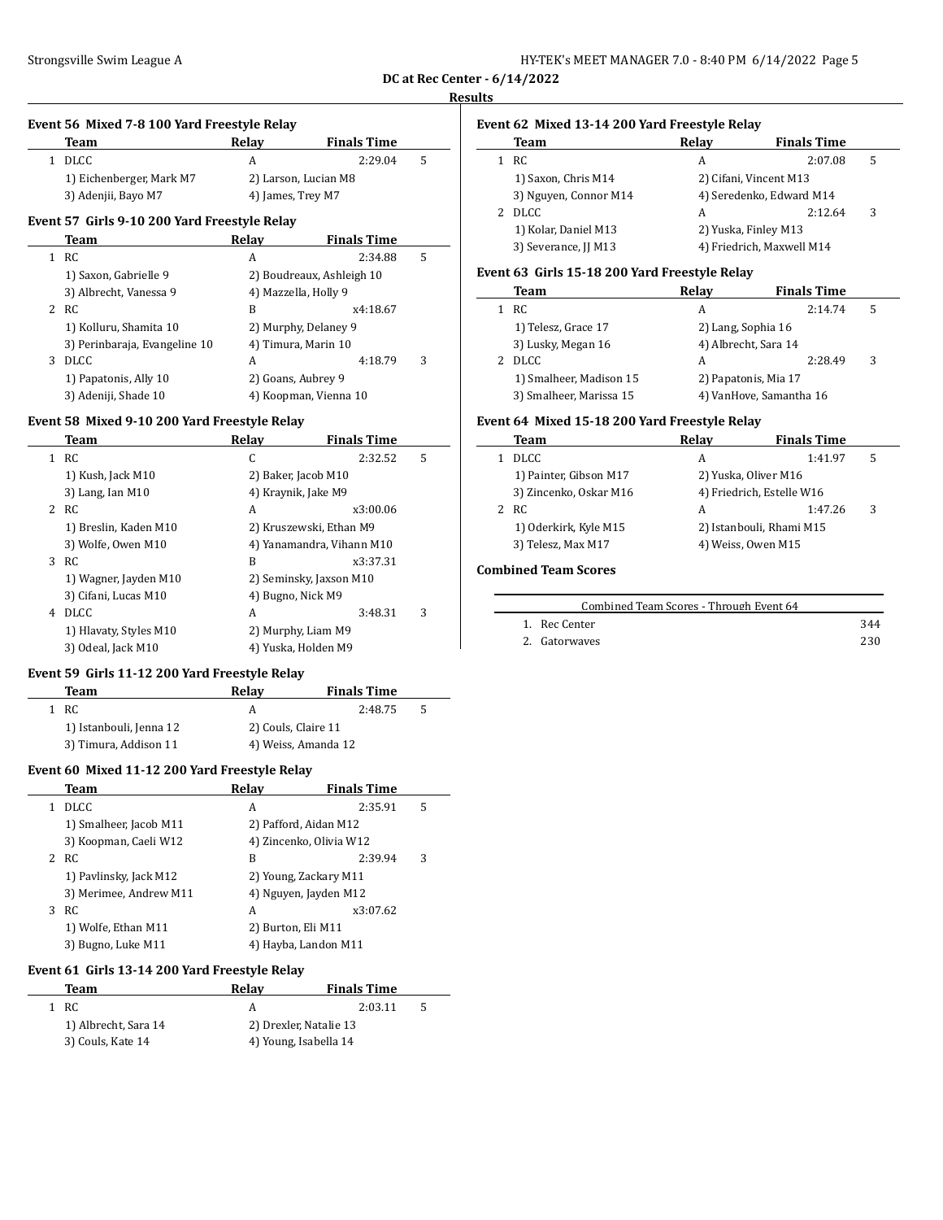Strongsville Swim League A

**DC at Rec Center - 6/14/2022**

**Results**

### Event 56 Mixed 7-8 100 Yard Freestyle Relay

| | Team | Relay | Finals Time | |
|---|---|---|---|---|
| 1 | DLCC | A | 2:29.04 | 5 |
| | 1) Eichenberger, Mark M7 | 2) Larson, Lucian M8 | | |
| | 3) Adenjii, Bayo M7 | 4) James, Trey M7 | | |

### Event 57 Girls 9-10 200 Yard Freestyle Relay

| | Team | Relay | Finals Time | |
|---|---|---|---|---|
| 1 | RC | A | 2:34.88 | 5 |
| | 1) Saxon, Gabrielle 9 | 2) Boudreaux, Ashleigh 10 | | |
| | 3) Albrecht, Vanessa 9 | 4) Mazzella, Holly 9 | | |
| 2 | RC | B | x4:18.67 | |
| | 1) Kolluru, Shamita 10 | 2) Murphy, Delaney 9 | | |
| | 3) Perinbaraja, Evangeline 10 | 4) Timura, Marin 10 | | |
| 3 | DLCC | A | 4:18.79 | 3 |
| | 1) Papatonis, Ally 10 | 2) Goans, Aubrey 9 | | |
| | 3) Adeniji, Shade 10 | 4) Koopman, Vienna 10 | | |

### Event 58 Mixed 9-10 200 Yard Freestyle Relay

| | Team | Relay | Finals Time | |
|---|---|---|---|---|
| 1 | RC | C | 2:32.52 | 5 |
| | 1) Kush, Jack M10 | 2) Baker, Jacob M10 | | |
| | 3) Lang, Ian M10 | 4) Kraynik, Jake M9 | | |
| 2 | RC | A | x3:00.06 | |
| | 1) Breslin, Kaden M10 | 2) Kruszewski, Ethan M9 | | |
| | 3) Wolfe, Owen M10 | 4) Yanamandra, Vihann M10 | | |
| 3 | RC | B | x3:37.31 | |
| | 1) Wagner, Jayden M10 | 2) Seminsky, Jaxson M10 | | |
| | 3) Cifani, Lucas M10 | 4) Bugno, Nick M9 | | |
| 4 | DLCC | A | 3:48.31 | 3 |
| | 1) Hlavaty, Styles M10 | 2) Murphy, Liam M9 | | |
| | 3) Odeal, Jack M10 | 4) Yuska, Holden M9 | | |

### Event 59 Girls 11-12 200 Yard Freestyle Relay

| | Team | Relay | Finals Time | |
|---|---|---|---|---|
| 1 | RC | A | 2:48.75 | 5 |
| | 1) Istanbouli, Jenna 12 | 2) Couls, Claire 11 | | |
| | 3) Timura, Addison 11 | 4) Weiss, Amanda 12 | | |

### Event 60 Mixed 11-12 200 Yard Freestyle Relay

| | Team | Relay | Finals Time | |
|---|---|---|---|---|
| 1 | DLCC | A | 2:35.91 | 5 |
| | 1) Smalheer, Jacob M11 | 2) Pafford, Aidan M12 | | |
| | 3) Koopman, Caeli W12 | 4) Zincenko, Olivia W12 | | |
| 2 | RC | B | 2:39.94 | 3 |
| | 1) Pavlinsky, Jack M12 | 2) Young, Zackary M11 | | |
| | 3) Merimee, Andrew M11 | 4) Nguyen, Jayden M12 | | |
| 3 | RC | A | x3:07.62 | |
| | 1) Wolfe, Ethan M11 | 2) Burton, Eli M11 | | |
| | 3) Bugno, Luke M11 | 4) Hayba, Landon M11 | | |

### Event 61 Girls 13-14 200 Yard Freestyle Relay

| | Team | Relay | Finals Time | |
|---|---|---|---|---|
| 1 | RC | A | 2:03.11 | 5 |
| | 1) Albrecht, Sara 14 | 2) Drexler, Natalie 13 | | |
| | 3) Couls, Kate 14 | 4) Young, Isabella 14 | | |

### Event 62 Mixed 13-14 200 Yard Freestyle Relay

| | Team | Relay | Finals Time | |
|---|---|---|---|---|
| 1 | RC | A | 2:07.08 | 5 |
| | 1) Saxon, Chris M14 | 2) Cifani, Vincent M13 | | |
| | 3) Nguyen, Connor M14 | 4) Seredenko, Edward M14 | | |
| 2 | DLCC | A | 2:12.64 | 3 |
| | 1) Kolar, Daniel M13 | 2) Yuska, Finley M13 | | |
| | 3) Severance, JJ M13 | 4) Friedrich, Maxwell M14 | | |

### Event 63 Girls 15-18 200 Yard Freestyle Relay

| | Team | Relay | Finals Time | |
|---|---|---|---|---|
| 1 | RC | A | 2:14.74 | 5 |
| | 1) Telesz, Grace 17 | 2) Lang, Sophia 16 | | |
| | 3) Lusky, Megan 16 | 4) Albrecht, Sara 14 | | |
| 2 | DLCC | A | 2:28.49 | 3 |
| | 1) Smalheer, Madison 15 | 2) Papatonis, Mia 17 | | |
| | 3) Smalheer, Marissa 15 | 4) VanHove, Samantha 16 | | |

### Event 64 Mixed 15-18 200 Yard Freestyle Relay

| | Team | Relay | Finals Time | |
|---|---|---|---|---|
| 1 | DLCC | A | 1:41.97 | 5 |
| | 1) Painter, Gibson M17 | 2) Yuska, Oliver M16 | | |
| | 3) Zincenko, Oskar M16 | 4) Friedrich, Estelle W16 | | |
| 2 | RC | A | 1:47.26 | 3 |
| | 1) Oderkirk, Kyle M15 | 2) Istanbouli, Rhami M15 | | |
| | 3) Telesz, Max M17 | 4) Weiss, Owen M15 | | |

### Combined Team Scores

| Combined Team Scores - Through Event 64 | |
|---|---|
| 1. Rec Center | 344 |
| 2. Gatorwaves | 230 |